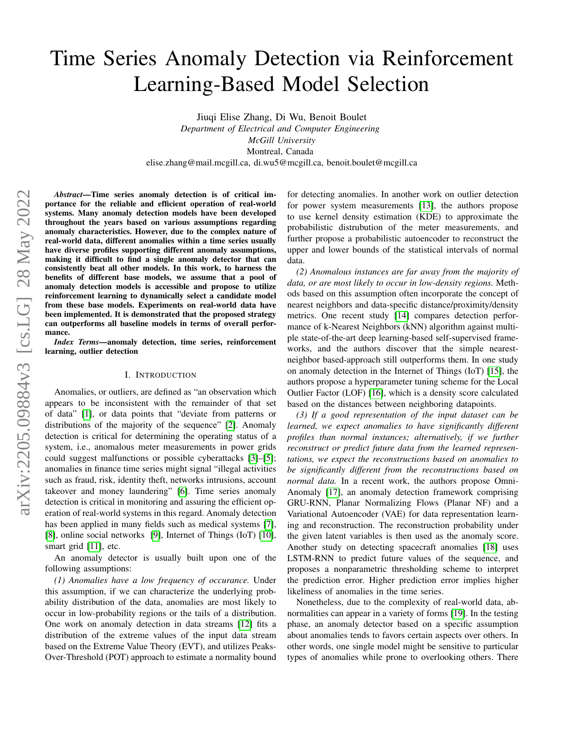# Time Series Anomaly Detection via Reinforcement Learning-Based Model Selection

Jiuqi Elise Zhang, Di Wu, Benoit Boulet
*Department of Electrical and Computer Engineering*
*McGill University*
Montreal, Canada
elise.zhang@mail.mcgill.ca, di.wu5@mcgill.ca, benoit.boulet@mcgill.ca

***Abstract*—Time series anomaly detection is of critical importance for the reliable and efficient operation of real-world systems. Many anomaly detection models have been developed throughout the years based on various assumptions regarding anomaly characteristics. However, due to the complex nature of real-world data, different anomalies within a time series usually have diverse profiles supporting different anomaly assumptions, making it difficult to find a single anomaly detector that can consistently beat all other models. In this work, to harness the benefits of different base models, we assume that a pool of anomaly detection models is accessible and propose to utilize reinforcement learning to dynamically select a candidate model from these base models. Experiments on real-world data have been implemented. It is demonstrated that the proposed strategy can outperforms all baseline models in terms of overall performance.**

***Index Terms*—anomaly detection, time series, reinforcement learning, outlier detection**

## I. Introduction

Anomalies, or outliers, are defined as "an observation which appears to be inconsistent with the remainder of that set of data" [1], or data points that "deviate from patterns or distributions of the majority of the sequence" [2]. Anomaly detection is critical for determining the operating status of a system, i.e., anomalous meter measurements in power grids could suggest malfunctions or possible cyberattacks [3]–[5]; anomalies in finance time series might signal "illegal activities such as fraud, risk, identity theft, networks intrusions, account takeover and money laundering" [6]. Time series anomaly detection is critical in monitoring and assuring the efficient operation of real-world systems in this regard. Anomaly detection has been applied in many fields such as medical systems [7], [8], online social networks [9], Internet of Things (IoT) [10], smart grid [11], etc.

An anomaly detector is usually built upon one of the following assumptions:

*(1) Anomalies have a low frequency of occurance.* Under this assumption, if we can characterize the underlying probability distribution of the data, anomalies are most likely to occur in low-probability regions or the tails of a distribution. One work on anomaly detection in data streams [12] fits a distribution of the extreme values of the input data stream based on the Extreme Value Theory (EVT), and utilizes Peaks-Over-Threshold (POT) approach to estimate a normality bound for detecting anomalies. In another work on outlier detection for power system measurements [13], the authors propose to use kernel density estimation (KDE) to approximate the probabilistic distrubution of the meter measurements, and further propose a probabilistic autoencoder to reconstruct the upper and lower bounds of the statistical intervals of normal data.

*(2) Anomalous instances are far away from the majority of data, or are most likely to occur in low-density regions.* Methods based on this assumption often incorporate the concept of nearest neighbors and data-specific distance/proximity/density metrics. One recent study [14] compares detection performance of k-Nearest Neighbors (kNN) algorithm against multiple state-of-the-art deep learning-based self-supervised frameworks, and the authors discover that the simple nearest-neighbor based-approach still outperforms them. In one study on anomaly detection in the Internet of Things (IoT) [15], the authors propose a hyperparameter tuning scheme for the Local Outlier Factor (LOF) [16], which is a density score calculated based on the distances between neighboring datapoints.

*(3) If a good representation of the input dataset can be learned, we expect anomalies to have significantly different profiles than normal instances; alternatively, if we further reconstruct or predict future data from the learned representations, we expect the reconstructions based on anomalies to be significantly different from the reconstructions based on normal data.* In a recent work, the authors propose Omni-Anomaly [17], an anomaly detection framework comprising GRU-RNN, Planar Normalizing Flows (Planar NF) and a Variational Autoencoder (VAE) for data representation learning and reconstruction. The reconstruction probability under the given latent variables is then used as the anomaly score. Another study on detecting spacecraft anomalies [18] uses LSTM-RNN to predict future values of the sequence, and proposes a nonparametric thresholding scheme to interpret the prediction error. Higher prediction error implies higher likeliness of anomalies in the time series.

Nonetheless, due to the complexity of real-world data, abnormalities can appear in a variety of forms [19]. In the testing phase, an anomaly detector based on a specific assumption about anomalies tends to favors certain aspects over others. In other words, one single model might be sensitive to particular types of anomalies while prone to overlooking others. There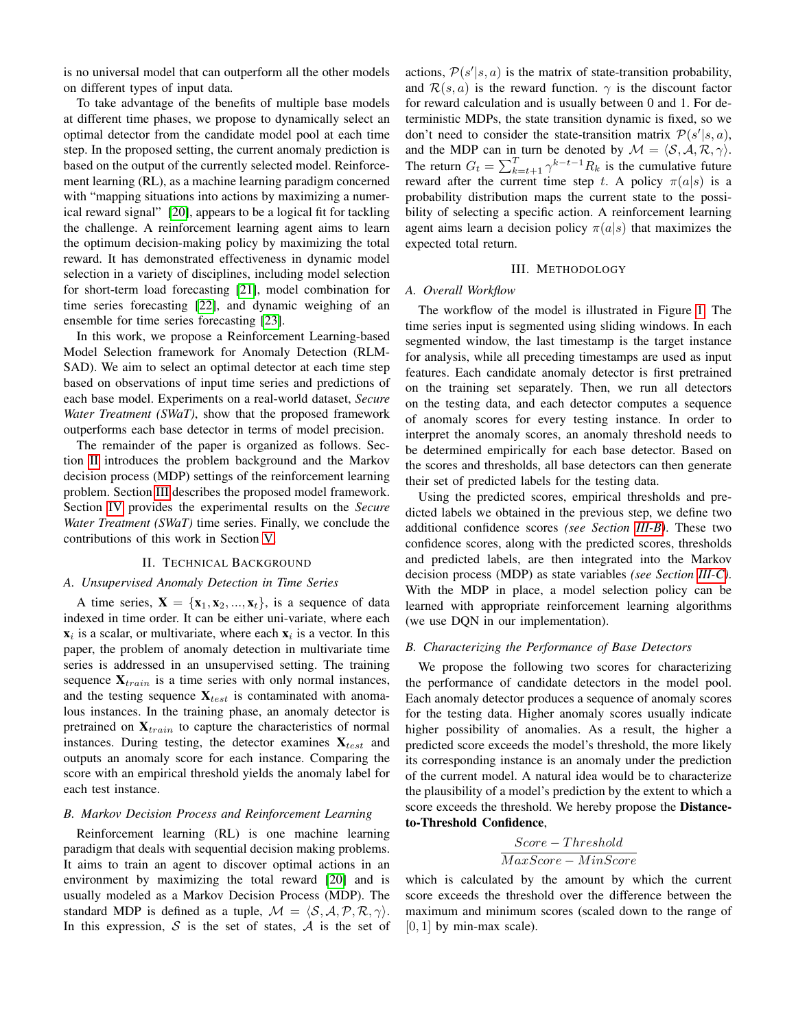is no universal model that can outperform all the other models on different types of input data.

To take advantage of the benefits of multiple base models at different time phases, we propose to dynamically select an optimal detector from the candidate model pool at each time step. In the proposed setting, the current anomaly prediction is based on the output of the currently selected model. Reinforcement learning (RL), as a machine learning paradigm concerned with "mapping situations into actions by maximizing a numerical reward signal" [20], appears to be a logical fit for tackling the challenge. A reinforcement learning agent aims to learn the optimum decision-making policy by maximizing the total reward. It has demonstrated effectiveness in dynamic model selection in a variety of disciplines, including model selection for short-term load forecasting [21], model combination for time series forecasting [22], and dynamic weighing of an ensemble for time series forecasting [23].

In this work, we propose a Reinforcement Learning-based Model Selection framework for Anomaly Detection (RLMSAD). We aim to select an optimal detector at each time step based on observations of input time series and predictions of each base model. Experiments on a real-world dataset, *Secure Water Treatment (SWaT)*, show that the proposed framework outperforms each base detector in terms of model precision.

The remainder of the paper is organized as follows. Section II introduces the problem background and the Markov decision process (MDP) settings of the reinforcement learning problem. Section III describes the proposed model framework. Section IV provides the experimental results on the *Secure Water Treatment (SWaT)* time series. Finally, we conclude the contributions of this work in Section V.

## II. Technical Background

### A. Unsupervised Anomaly Detection in Time Series

A time series, $\mathbf{X} = \{\mathbf{x}_1, \mathbf{x}_2, ..., \mathbf{x}_t\}$, is a sequence of data indexed in time order. It can be either uni-variate, where each $\mathbf{x}_i$ is a scalar, or multivariate, where each $\mathbf{x}_i$ is a vector. In this paper, the problem of anomaly detection in multivariate time series is addressed in an unsupervised setting. The training sequence $\mathbf{X}_{train}$ is a time series with only normal instances, and the testing sequence $\mathbf{X}_{test}$ is contaminated with anomalous instances. In the training phase, an anomaly detector is pretrained on $\mathbf{X}_{train}$ to capture the characteristics of normal instances. During testing, the detector examines $\mathbf{X}_{test}$ and outputs an anomaly score for each instance. Comparing the score with an empirical threshold yields the anomaly label for each test instance.

### B. Markov Decision Process and Reinforcement Learning

Reinforcement learning (RL) is one machine learning paradigm that deals with sequential decision making problems. It aims to train an agent to discover optimal actions in an environment by maximizing the total reward [20] and is usually modeled as a Markov Decision Process (MDP). The standard MDP is defined as a tuple, $\mathcal{M} = \langle \mathcal{S}, \mathcal{A}, \mathcal{P}, \mathcal{R}, \gamma \rangle$. In this expression, $\mathcal{S}$ is the set of states, $\mathcal{A}$ is the set of actions, $\mathcal{P}(s'|s,a)$ is the matrix of state-transition probability, and $\mathcal{R}(s,a)$ is the reward function. $\gamma$ is the discount factor for reward calculation and is usually between 0 and 1. For deterministic MDPs, the state transition dynamic is fixed, so we don't need to consider the state-transition matrix $\mathcal{P}(s'|s,a)$, and the MDP can in turn be denoted by $\mathcal{M} = \langle \mathcal{S}, \mathcal{A}, \mathcal{R}, \gamma \rangle$. The return $G_t = \sum_{k=t+1}^{T} \gamma^{k-t-1} R_k$ is the cumulative future reward after the current time step $t$. A policy $\pi(a|s)$ is a probability distribution maps the current state to the possibility of selecting a specific action. A reinforcement learning agent aims learn a decision policy $\pi(a|s)$ that maximizes the expected total return.

## III. Methodology

### A. Overall Workflow

The workflow of the model is illustrated in Figure 1. The time series input is segmented using sliding windows. In each segmented window, the last timestamp is the target instance for analysis, while all preceding timestamps are used as input features. Each candidate anomaly detector is first pretrained on the training set separately. Then, we run all detectors on the testing data, and each detector computes a sequence of anomaly scores for every testing instance. In order to interpret the anomaly scores, an anomaly threshold needs to be determined empirically for each base detector. Based on the scores and thresholds, all base detectors can then generate their set of predicted labels for the testing data.

Using the predicted scores, empirical thresholds and predicted labels we obtained in the previous step, we define two additional confidence scores *(see Section III-B)*. These two confidence scores, along with the predicted scores, thresholds and predicted labels, are then integrated into the Markov decision process (MDP) as state variables *(see Section III-C)*. With the MDP in place, a model selection policy can be learned with appropriate reinforcement learning algorithms (we use DQN in our implementation).

### B. Characterizing the Performance of Base Detectors

We propose the following two scores for characterizing the performance of candidate detectors in the model pool. Each anomaly detector produces a sequence of anomaly scores for the testing data. Higher anomaly scores usually indicate higher possibility of anomalies. As a result, the higher a predicted score exceeds the model's threshold, the more likely its corresponding instance is an anomaly under the prediction of the current model. A natural idea would be to characterize the plausibility of a model's prediction by the extent to which a score exceeds the threshold. We hereby propose the **Distance-to-Threshold Confidence**,

$$\frac{Score - Threshold}{MaxScore - MinScore}$$

which is calculated by the amount by which the current score exceeds the threshold over the difference between the maximum and minimum scores (scaled down to the range of $[0, 1]$ by min-max scale).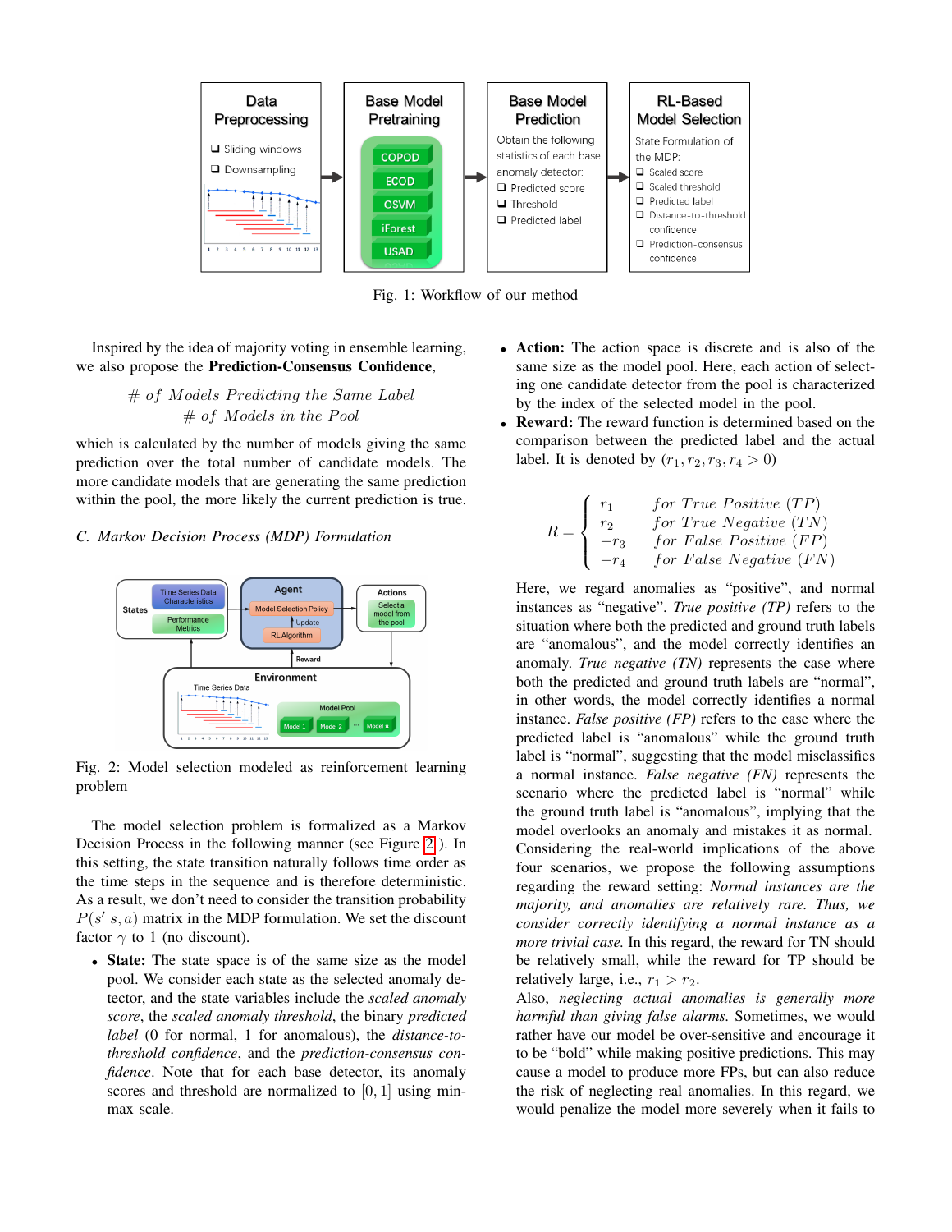Fig. 1: Workflow of our method

Inspired by the idea of majority voting in ensemble learning, we also propose the **Prediction-Consensus Confidence**,

$$\frac{\#\ of\ Models\ Predicting\ the\ Same\ Label}{\#\ of\ Models\ in\ the\ Pool}$$

which is calculated by the number of models giving the same prediction over the total number of candidate models. The more candidate models that are generating the same prediction within the pool, the more likely the current prediction is true.

### *C. Markov Decision Process (MDP) Formulation*

Fig. 2: Model selection modeled as reinforcement learning problem

The model selection problem is formalized as a Markov Decision Process in the following manner (see Figure 2). In this setting, the state transition naturally follows time order as the time steps in the sequence and is therefore deterministic. As a result, we don't need to consider the transition probability $P(s'|s, a)$ matrix in the MDP formulation. We set the discount factor $\gamma$ to 1 (no discount).

- **State:** The state space is of the same size as the model pool. We consider each state as the selected anomaly detector, and the state variables include the *scaled anomaly score*, the *scaled anomaly threshold*, the binary *predicted label* (0 for normal, 1 for anomalous), the *distance-to-threshold confidence*, and the *prediction-consensus confidence*. Note that for each base detector, its anomaly scores and threshold are normalized to $[0, 1]$ using min-max scale.
- **Action:** The action space is discrete and is also of the same size as the model pool. Here, each action of selecting one candidate detector from the pool is characterized by the index of the selected model in the pool.
- **Reward:** The reward function is determined based on the comparison between the predicted label and the actual label. It is denoted by $(r_1, r_2, r_3, r_4 > 0)$

$$R = \begin{cases} r_1 & for\ True\ Positive\ (TP) \\ r_2 & for\ True\ Negative\ (TN) \\ -r_3 & for\ False\ Positive\ (FP) \\ -r_4 & for\ False\ Negative\ (FN) \end{cases}$$

Here, we regard anomalies as "positive", and normal instances as "negative". *True positive (TP)* refers to the situation where both the predicted and ground truth labels are "anomalous", and the model correctly identifies an anomaly. *True negative (TN)* represents the case where both the predicted and ground truth labels are "normal", in other words, the model correctly identifies a normal instance. *False positive (FP)* refers to the case where the predicted label is "anomalous" while the ground truth label is "normal", suggesting that the model misclassifies a normal instance. *False negative (FN)* represents the scenario where the predicted label is "normal" while the ground truth label is "anomalous", implying that the model overlooks an anomaly and mistakes it as normal. Considering the real-world implications of the above four scenarios, we propose the following assumptions regarding the reward setting: *Normal instances are the majority, and anomalies are relatively rare. Thus, we consider correctly identifying a normal instance as a more trivial case.* In this regard, the reward for TN should be relatively small, while the reward for TP should be relatively large, i.e., $r_1 > r_2$.

Also, *neglecting actual anomalies is generally more harmful than giving false alarms.* Sometimes, we would rather have our model be over-sensitive and encourage it to be "bold" while making positive predictions. This may cause a model to produce more FPs, but can also reduce the risk of neglecting real anomalies. In this regard, we would penalize the model more severely when it fails to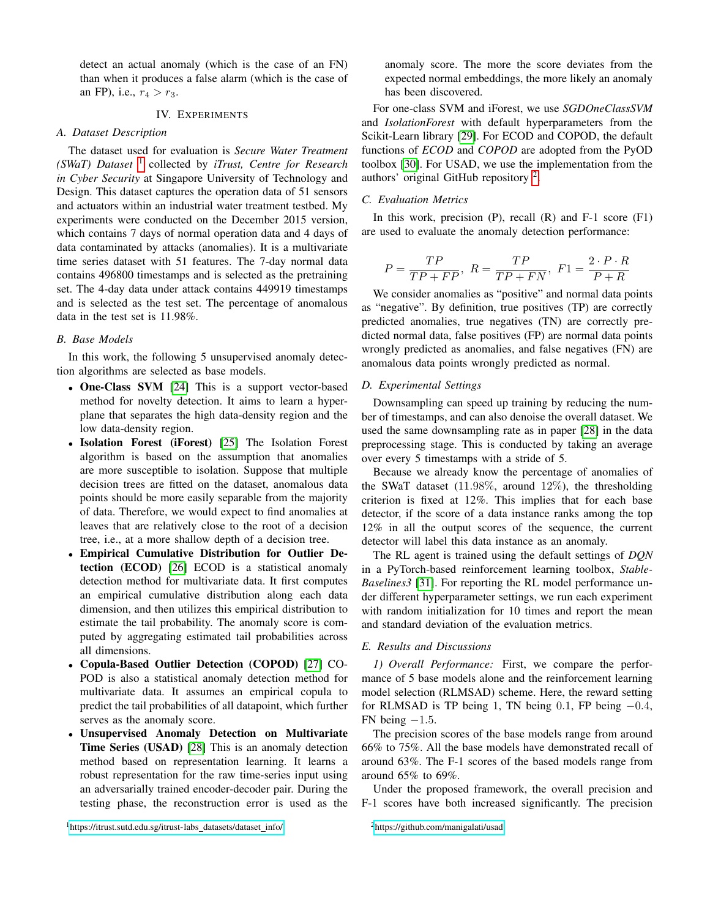detect an actual anomaly (which is the case of an FN) than when it produces a false alarm (which is the case of an FP), i.e., $r_4 > r_3$.

## IV. Experiments

### A. Dataset Description

The dataset used for evaluation is *Secure Water Treatment (SWaT) Dataset* [1] collected by *iTrust, Centre for Research in Cyber Security* at Singapore University of Technology and Design. This dataset captures the operation data of 51 sensors and actuators within an industrial water treatment testbed. My experiments were conducted on the December 2015 version, which contains 7 days of normal operation data and 4 days of data contaminated by attacks (anomalies). It is a multivariate time series dataset with 51 features. The 7-day normal data contains 496800 timestamps and is selected as the pretraining set. The 4-day data under attack contains 449919 timestamps and is selected as the test set. The percentage of anomalous data in the test set is 11.98%.

### B. Base Models

In this work, the following 5 unsupervised anomaly detection algorithms are selected as base models.

- **One-Class SVM** [24] This is a support vector-based method for novelty detection. It aims to learn a hyperplane that separates the high data-density region and the low data-density region.
- **Isolation Forest (iForest)** [25] The Isolation Forest algorithm is based on the assumption that anomalies are more susceptible to isolation. Suppose that multiple decision trees are fitted on the dataset, anomalous data points should be more easily separable from the majority of data. Therefore, we would expect to find anomalies at leaves that are relatively close to the root of a decision tree, i.e., at a more shallow depth of a decision tree.
- **Empirical Cumulative Distribution for Outlier Detection (ECOD)** [26] ECOD is a statistical anomaly detection method for multivariate data. It first computes an empirical cumulative distribution along each data dimension, and then utilizes this empirical distribution to estimate the tail probability. The anomaly score is computed by aggregating estimated tail probabilities across all dimensions.
- **Copula-Based Outlier Detection (COPOD)** [27] COPOD is also a statistical anomaly detection method for multivariate data. It assumes an empirical copula to predict the tail probabilities of all datapoint, which further serves as the anomaly score.
- **Unsupervised Anomaly Detection on Multivariate Time Series (USAD)** [28] This is an anomaly detection method based on representation learning. It learns a robust representation for the raw time-series input using an adversarially trained encoder-decoder pair. During the testing phase, the reconstruction error is used as the anomaly score. The more the score deviates from the expected normal embeddings, the more likely an anomaly has been discovered.

For one-class SVM and iForest, we use *SGDOneClassSVM* and *IsolationForest* with default hyperparameters from the Scikit-Learn library [29]. For ECOD and COPOD, the default functions of *ECOD* and *COPOD* are adopted from the PyOD toolbox [30]. For USAD, we use the implementation from the authors' original GitHub repository [2].

### C. Evaluation Metrics

In this work, precision (P), recall (R) and F-1 score (F1) are used to evaluate the anomaly detection performance:

$$P = \frac{TP}{TP + FP}, \; R = \frac{TP}{TP + FN}, \; F1 = \frac{2 \cdot P \cdot R}{P + R}$$

We consider anomalies as "positive" and normal data points as "negative". By definition, true positives (TP) are correctly predicted anomalies, true negatives (TN) are correctly predicted normal data, false positives (FP) are normal data points wrongly predicted as anomalies, and false negatives (FN) are anomalous data points wrongly predicted as normal.

### D. Experimental Settings

Downsampling can speed up training by reducing the number of timestamps, and can also denoise the overall dataset. We used the same downsampling rate as in paper [28] in the data preprocessing stage. This is conducted by taking an average over every 5 timestamps with a stride of 5.

Because we already know the percentage of anomalies of the SWaT dataset (11.98%, around 12%), the thresholding criterion is fixed at 12%. This implies that for each base detector, if the score of a data instance ranks among the top 12% in all the output scores of the sequence, the current detector will label this data instance as an anomaly.

The RL agent is trained using the default settings of *DQN* in a PyTorch-based reinforcement learning toolbox, *Stable-Baselines3* [31]. For reporting the RL model performance under different hyperparameter settings, we run each experiment with random initialization for 10 times and report the mean and standard deviation of the evaluation metrics.

### E. Results and Discussions

*1) Overall Performance:* First, we compare the performance of 5 base models alone and the reinforcement learning model selection (RLMSAD) scheme. Here, the reward setting for RLMSAD is TP being 1, TN being 0.1, FP being $-0.4$, FN being $-1.5$.

The precision scores of the base models range from around 66% to 75%. All the base models have demonstrated recall of around 63%. The F-1 scores of the based models range from around 65% to 69%.

Under the proposed framework, the overall precision and F-1 scores have both increased significantly. The precision

[1] https://itrust.sutd.edu.sg/itrust-labs_datasets/dataset_info/

[2] https://github.com/manigalati/usad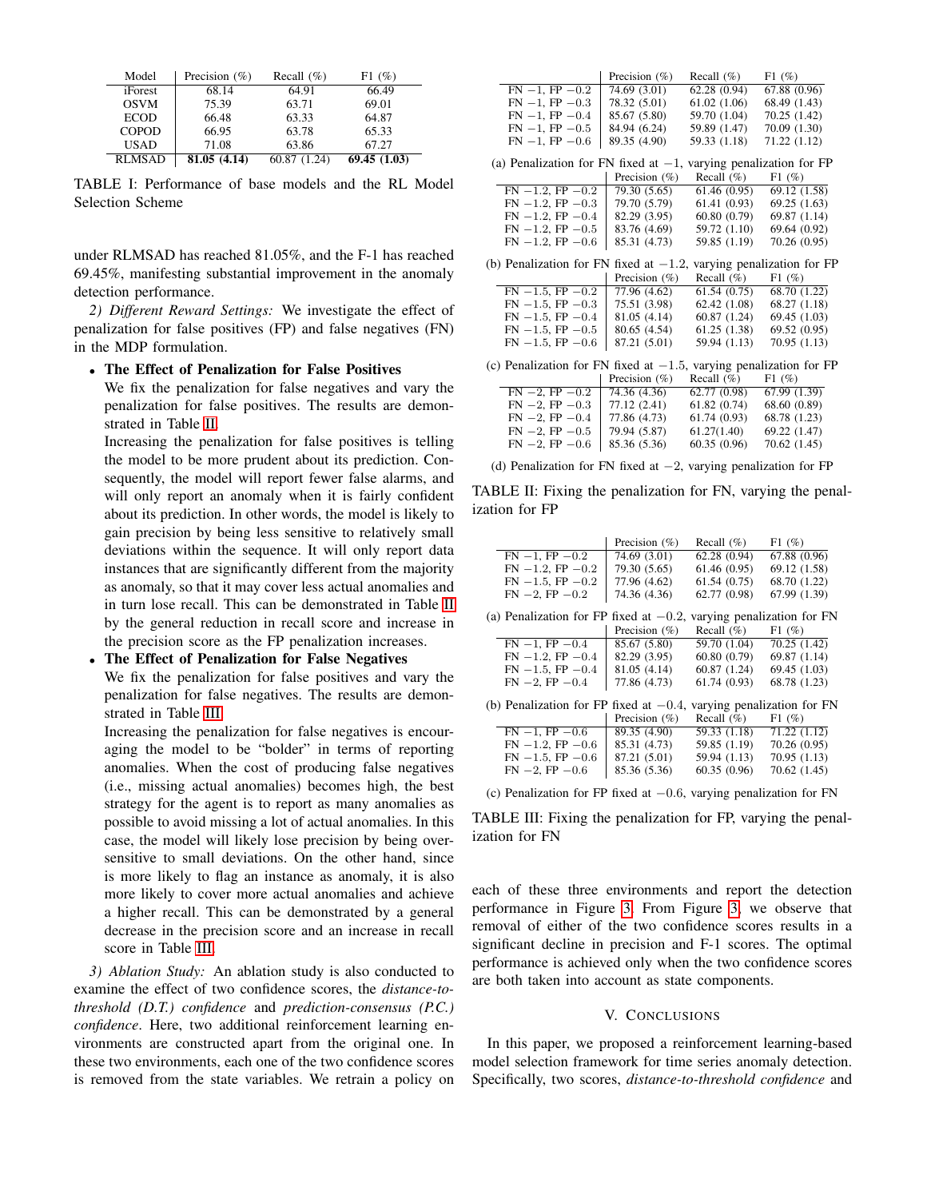| Model | Precision (%) | Recall (%) | F1 (%) |
|---|---|---|---|
| iForest | 68.14 | 64.91 | 66.49 |
| OSVM | 75.39 | 63.71 | 69.01 |
| ECOD | 66.48 | 63.33 | 64.87 |
| COPOD | 66.95 | 63.78 | 65.33 |
| USAD | 71.08 | 63.86 | 67.27 |
| RLMSAD | **81.05 (4.14)** | 60.87 (1.24) | **69.45 (1.03)** |

TABLE I: Performance of base models and the RL Model Selection Scheme

under RLMSAD has reached 81.05%, and the F-1 has reached 69.45%, manifesting substantial improvement in the anomaly detection performance.

*2) Different Reward Settings:* We investigate the effect of penalization for false positives (FP) and false negatives (FN) in the MDP formulation.

- **The Effect of Penalization for False Positives**
  We fix the penalization for false negatives and vary the penalization for false positives. The results are demonstrated in Table II.
  Increasing the penalization for false positives is telling the model to be more prudent about its prediction. Consequently, the model will report fewer false alarms, and will only report an anomaly when it is fairly confident about its prediction. In other words, the model is likely to gain precision by being less sensitive to relatively small deviations within the sequence. It will only report data instances that are significantly different from the majority as anomaly, so that it may cover less actual anomalies and in turn lose recall. This can be demonstrated in Table II by the general reduction in recall score and increase in the precision score as the FP penalization increases.
- **The Effect of Penalization for False Negatives**
  We fix the penalization for false positives and vary the penalization for false negatives. The results are demonstrated in Table III.
  Increasing the penalization for false negatives is encouraging the model to be "bolder" in terms of reporting anomalies. When the cost of producing false negatives (i.e., missing actual anomalies) becomes high, the best strategy for the agent is to report as many anomalies as possible to avoid missing a lot of actual anomalies. In this case, the model will likely lose precision by being oversensitive to small deviations. On the other hand, since is more likely to flag an instance as anomaly, it is also more likely to cover more actual anomalies and achieve a higher recall. This can be demonstrated by a general decrease in the precision score and an increase in recall score in Table III.

*3) Ablation Study:* An ablation study is also conducted to examine the effect of two confidence scores, the *distance-to-threshold (D.T.) confidence* and *prediction-consensus (P.C.) confidence*. Here, two additional reinforcement learning environments are constructed apart from the original one. In these two environments, each one of the two confidence scores is removed from the state variables. We retrain a policy on each of these three environments and report the detection performance in Figure 3. From Figure 3, we observe that removal of either of the two confidence scores results in a significant decline in precision and F-1 scores. The optimal performance is achieved only when the two confidence scores are both taken into account as state components.

| | Precision (%) | Recall (%) | F1 (%) |
|---|---|---|---|
| FN −1, FP −0.2 | 74.69 (3.01) | 62.28 (0.94) | 67.88 (0.96) |
| FN −1, FP −0.3 | 78.32 (5.01) | 61.02 (1.06) | 68.49 (1.43) |
| FN −1, FP −0.4 | 85.67 (5.80) | 59.70 (1.04) | 70.25 (1.42) |
| FN −1, FP −0.5 | 84.94 (6.24) | 59.89 (1.47) | 70.09 (1.30) |
| FN −1, FP −0.6 | 89.35 (4.90) | 59.33 (1.18) | 71.22 (1.12) |

(a) Penalization for FN fixed at −1, varying penalization for FP

| | Precision (%) | Recall (%) | F1 (%) |
|---|---|---|---|
| FN −1.2, FP −0.2 | 79.30 (5.65) | 61.46 (0.95) | 69.12 (1.58) |
| FN −1.2, FP −0.3 | 79.70 (5.79) | 61.41 (0.93) | 69.25 (1.63) |
| FN −1.2, FP −0.4 | 82.29 (3.95) | 60.80 (0.79) | 69.87 (1.14) |
| FN −1.2, FP −0.5 | 83.76 (4.69) | 59.72 (1.10) | 69.64 (0.92) |
| FN −1.2, FP −0.6 | 85.31 (4.73) | 59.85 (1.19) | 70.26 (0.95) |

(b) Penalization for FN fixed at −1.2, varying penalization for FP

| | Precision (%) | Recall (%) | F1 (%) |
|---|---|---|---|
| FN −1.5, FP −0.2 | 77.96 (4.62) | 61.54 (0.75) | 68.70 (1.22) |
| FN −1.5, FP −0.3 | 75.51 (3.98) | 62.42 (1.08) | 68.27 (1.18) |
| FN −1.5, FP −0.4 | 81.05 (4.14) | 60.87 (1.24) | 69.45 (1.03) |
| FN −1.5, FP −0.5 | 80.65 (4.54) | 61.25 (1.38) | 69.52 (0.95) |
| FN −1.5, FP −0.6 | 87.21 (5.01) | 59.94 (1.13) | 70.95 (1.13) |

(c) Penalization for FN fixed at −1.5, varying penalization for FP

| | Precision (%) | Recall (%) | F1 (%) |
|---|---|---|---|
| FN −2, FP −0.2 | 74.36 (4.36) | 62.77 (0.98) | 67.99 (1.39) |
| FN −2, FP −0.3 | 77.12 (2.41) | 61.82 (0.74) | 68.60 (0.89) |
| FN −2, FP −0.4 | 77.86 (4.73) | 61.74 (0.93) | 68.78 (1.23) |
| FN −2, FP −0.5 | 79.94 (5.87) | 61.27(1.40) | 69.22 (1.47) |
| FN −2, FP −0.6 | 85.36 (5.36) | 60.35 (0.96) | 70.62 (1.45) |

(d) Penalization for FN fixed at −2, varying penalization for FP

TABLE II: Fixing the penalization for FN, varying the penalization for FP

| | Precision (%) | Recall (%) | F1 (%) |
|---|---|---|---|
| FN −1, FP −0.2 | 74.69 (3.01) | 62.28 (0.94) | 67.88 (0.96) |
| FN −1.2, FP −0.2 | 79.30 (5.65) | 61.46 (0.95) | 69.12 (1.58) |
| FN −1.5, FP −0.2 | 77.96 (4.62) | 61.54 (0.75) | 68.70 (1.22) |
| FN −2, FP −0.2 | 74.36 (4.36) | 62.77 (0.98) | 67.99 (1.39) |

(a) Penalization for FP fixed at −0.2, varying penalization for FN

| | Precision (%) | Recall (%) | F1 (%) |
|---|---|---|---|
| FN −1, FP −0.4 | 85.67 (5.80) | 59.70 (1.04) | 70.25 (1.42) |
| FN −1.2, FP −0.4 | 82.29 (3.95) | 60.80 (0.79) | 69.87 (1.14) |
| FN −1.5, FP −0.4 | 81.05 (4.14) | 60.87 (1.24) | 69.45 (1.03) |
| FN −2, FP −0.4 | 77.86 (4.73) | 61.74 (0.93) | 68.78 (1.23) |

(b) Penalization for FP fixed at −0.4, varying penalization for FN

| | Precision (%) | Recall (%) | F1 (%) |
|---|---|---|---|
| FN −1, FP −0.6 | 89.35 (4.90) | 59.33 (1.18) | 71.22 (1.12) |
| FN −1.2, FP −0.6 | 85.31 (4.73) | 59.85 (1.19) | 70.26 (0.95) |
| FN −1.5, FP −0.6 | 87.21 (5.01) | 59.94 (1.13) | 70.95 (1.13) |
| FN −2, FP −0.6 | 85.36 (5.36) | 60.35 (0.96) | 70.62 (1.45) |

(c) Penalization for FP fixed at −0.6, varying penalization for FN

TABLE III: Fixing the penalization for FP, varying the penalization for FN

## V. Conclusions

In this paper, we proposed a reinforcement learning-based model selection framework for time series anomaly detection. Specifically, two scores, *distance-to-threshold confidence* and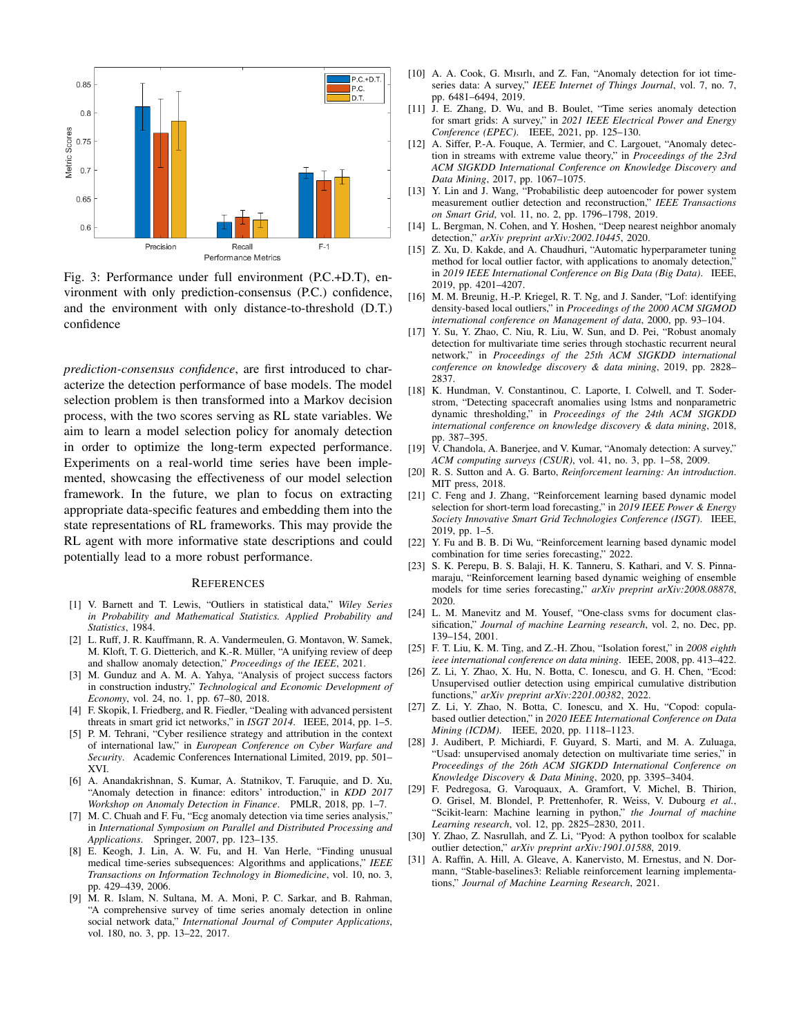0.85
0.8
0.75
0.7
0.65
0.6
Metric Scores
Precision
Recall
F-1
Performance Metrics
P.C.+D.T.
P.C.
D.T.

Fig. 3: Performance under full environment (P.C.+D.T), environment with only prediction-consensus (P.C.) confidence, and the environment with only distance-to-threshold (D.T.) confidence

*prediction-consensus confidence*, are first introduced to characterize the detection performance of base models. The model selection problem is then transformed into a Markov decision process, with the two scores serving as RL state variables. We aim to learn a model selection policy for anomaly detection in order to optimize the long-term expected performance. Experiments on a real-world time series have been implemented, showcasing the effectiveness of our model selection framework. In the future, we plan to focus on extracting appropriate data-specific features and embedding them into the state representations of RL frameworks. This may provide the RL agent with more informative state descriptions and could potentially lead to a more robust performance.

## References

[1] V. Barnett and T. Lewis, "Outliers in statistical data," *Wiley Series in Probability and Mathematical Statistics. Applied Probability and Statistics*, 1984.

[2] L. Ruff, J. R. Kauffmann, R. A. Vandermeulen, G. Montavon, W. Samek, M. Kloft, T. G. Dietterich, and K.-R. Müller, "A unifying review of deep and shallow anomaly detection," *Proceedings of the IEEE*, 2021.

[3] M. Gunduz and A. M. A. Yahya, "Analysis of project success factors in construction industry," *Technological and Economic Development of Economy*, vol. 24, no. 1, pp. 67–80, 2018.

[4] F. Skopik, I. Friedberg, and R. Fiedler, "Dealing with advanced persistent threats in smart grid ict networks," in *ISGT 2014*. IEEE, 2014, pp. 1–5.

[5] P. M. Tehrani, "Cyber resilience strategy and attribution in the context of international law," in *European Conference on Cyber Warfare and Security*. Academic Conferences International Limited, 2019, pp. 501–XVI.

[6] A. Anandakrishnan, S. Kumar, A. Statnikov, T. Faruquie, and D. Xu, "Anomaly detection in finance: editors' introduction," in *KDD 2017 Workshop on Anomaly Detection in Finance*. PMLR, 2018, pp. 1–7.

[7] M. C. Chuah and F. Fu, "Ecg anomaly detection via time series analysis," in *International Symposium on Parallel and Distributed Processing and Applications*. Springer, 2007, pp. 123–135.

[8] E. Keogh, J. Lin, A. W. Fu, and H. Van Herle, "Finding unusual medical time-series subsequences: Algorithms and applications," *IEEE Transactions on Information Technology in Biomedicine*, vol. 10, no. 3, pp. 429–439, 2006.

[9] M. R. Islam, N. Sultana, M. A. Moni, P. C. Sarkar, and B. Rahman, "A comprehensive survey of time series anomaly detection in online social network data," *International Journal of Computer Applications*, vol. 180, no. 3, pp. 13–22, 2017.

[10] A. A. Cook, G. Mısırlı, and Z. Fan, "Anomaly detection for iot time-series data: A survey," *IEEE Internet of Things Journal*, vol. 7, no. 7, pp. 6481–6494, 2019.

[11] J. E. Zhang, D. Wu, and B. Boulet, "Time series anomaly detection for smart grids: A survey," in *2021 IEEE Electrical Power and Energy Conference (EPEC)*. IEEE, 2021, pp. 125–130.

[12] A. Siffer, P.-A. Fouque, A. Termier, and C. Largouet, "Anomaly detection in streams with extreme value theory," in *Proceedings of the 23rd ACM SIGKDD International Conference on Knowledge Discovery and Data Mining*, 2017, pp. 1067–1075.

[13] Y. Lin and J. Wang, "Probabilistic deep autoencoder for power system measurement outlier detection and reconstruction," *IEEE Transactions on Smart Grid*, vol. 11, no. 2, pp. 1796–1798, 2019.

[14] L. Bergman, N. Cohen, and Y. Hoshen, "Deep nearest neighbor anomaly detection," *arXiv preprint arXiv:2002.10445*, 2020.

[15] Z. Xu, D. Kakde, and A. Chaudhuri, "Automatic hyperparameter tuning method for local outlier factor, with applications to anomaly detection," in *2019 IEEE International Conference on Big Data (Big Data)*. IEEE, 2019, pp. 4201–4207.

[16] M. M. Breunig, H.-P. Kriegel, R. T. Ng, and J. Sander, "Lof: identifying density-based local outliers," in *Proceedings of the 2000 ACM SIGMOD international conference on Management of data*, 2000, pp. 93–104.

[17] Y. Su, Y. Zhao, C. Niu, R. Liu, W. Sun, and D. Pei, "Robust anomaly detection for multivariate time series through stochastic recurrent neural network," in *Proceedings of the 25th ACM SIGKDD international conference on knowledge discovery & data mining*, 2019, pp. 2828–2837.

[18] K. Hundman, V. Constantinou, C. Laporte, I. Colwell, and T. Soderstrom, "Detecting spacecraft anomalies using lstms and nonparametric dynamic thresholding," in *Proceedings of the 24th ACM SIGKDD international conference on knowledge discovery & data mining*, 2018, pp. 387–395.

[19] V. Chandola, A. Banerjee, and V. Kumar, "Anomaly detection: A survey," *ACM computing surveys (CSUR)*, vol. 41, no. 3, pp. 1–58, 2009.

[20] R. S. Sutton and A. G. Barto, *Reinforcement learning: An introduction*. MIT press, 2018.

[21] C. Feng and J. Zhang, "Reinforcement learning based dynamic model selection for short-term load forecasting," in *2019 IEEE Power & Energy Society Innovative Smart Grid Technologies Conference (ISGT)*. IEEE, 2019, pp. 1–5.

[22] Y. Fu and B. B. Di Wu, "Reinforcement learning based dynamic model combination for time series forecasting," 2022.

[23] S. K. Perepu, B. S. Balaji, H. K. Tanneru, S. Kathari, and V. S. Pinnamaraju, "Reinforcement learning based dynamic weighing of ensemble models for time series forecasting," *arXiv preprint arXiv:2008.08878*, 2020.

[24] L. M. Manevitz and M. Yousef, "One-class svms for document classification," *Journal of machine Learning research*, vol. 2, no. Dec, pp. 139–154, 2001.

[25] F. T. Liu, K. M. Ting, and Z.-H. Zhou, "Isolation forest," in *2008 eighth ieee international conference on data mining*. IEEE, 2008, pp. 413–422.

[26] Z. Li, Y. Zhao, X. Hu, N. Botta, C. Ionescu, and G. H. Chen, "Ecod: Unsupervised outlier detection using empirical cumulative distribution functions," *arXiv preprint arXiv:2201.00382*, 2022.

[27] Z. Li, Y. Zhao, N. Botta, C. Ionescu, and X. Hu, "Copod: copula-based outlier detection," in *2020 IEEE International Conference on Data Mining (ICDM)*. IEEE, 2020, pp. 1118–1123.

[28] J. Audibert, P. Michiardi, F. Guyard, S. Marti, and M. A. Zuluaga, "Usad: unsupervised anomaly detection on multivariate time series," in *Proceedings of the 26th ACM SIGKDD International Conference on Knowledge Discovery & Data Mining*, 2020, pp. 3395–3404.

[29] F. Pedregosa, G. Varoquaux, A. Gramfort, V. Michel, B. Thirion, O. Grisel, M. Blondel, P. Prettenhofer, R. Weiss, V. Dubourg *et al.*, "Scikit-learn: Machine learning in python," *the Journal of machine Learning research*, vol. 12, pp. 2825–2830, 2011.

[30] Y. Zhao, Z. Nasrullah, and Z. Li, "Pyod: A python toolbox for scalable outlier detection," *arXiv preprint arXiv:1901.01588*, 2019.

[31] A. Raffin, A. Hill, A. Gleave, A. Kanervisto, M. Ernestus, and N. Dormann, "Stable-baselines3: Reliable reinforcement learning implementations," *Journal of Machine Learning Research*, 2021.